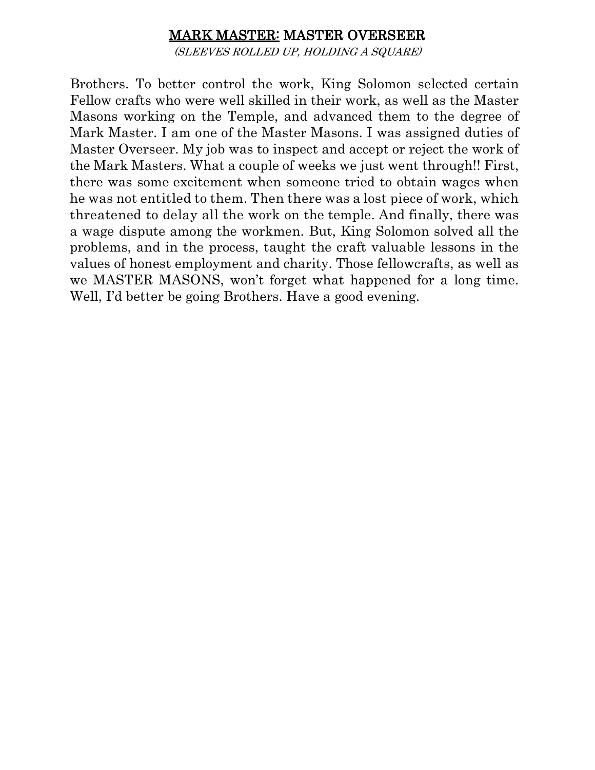# MARK MASTER: MASTER OVERSEER

*(SLEEVES ROLLED UP, HOLDING A SQUARE)*

Brothers. To better control the work, King Solomon selected certain Fellow crafts who were well skilled in their work, as well as the Master Masons working on the Temple, and advanced them to the degree of Mark Master. I am one of the Master Masons. I was assigned duties of Master Overseer. My job was to inspect and accept or reject the work of the Mark Masters. What a couple of weeks we just went through!! First, there was some excitement when someone tried to obtain wages when he was not entitled to them. Then there was a lost piece of work, which threatened to delay all the work on the temple. And finally, there was a wage dispute among the workmen. But, King Solomon solved all the problems, and in the process, taught the craft valuable lessons in the values of honest employment and charity. Those fellowcrafts, as well as we MASTER MASONS, won't forget what happened for a long time. Well, I'd better be going Brothers. Have a good evening.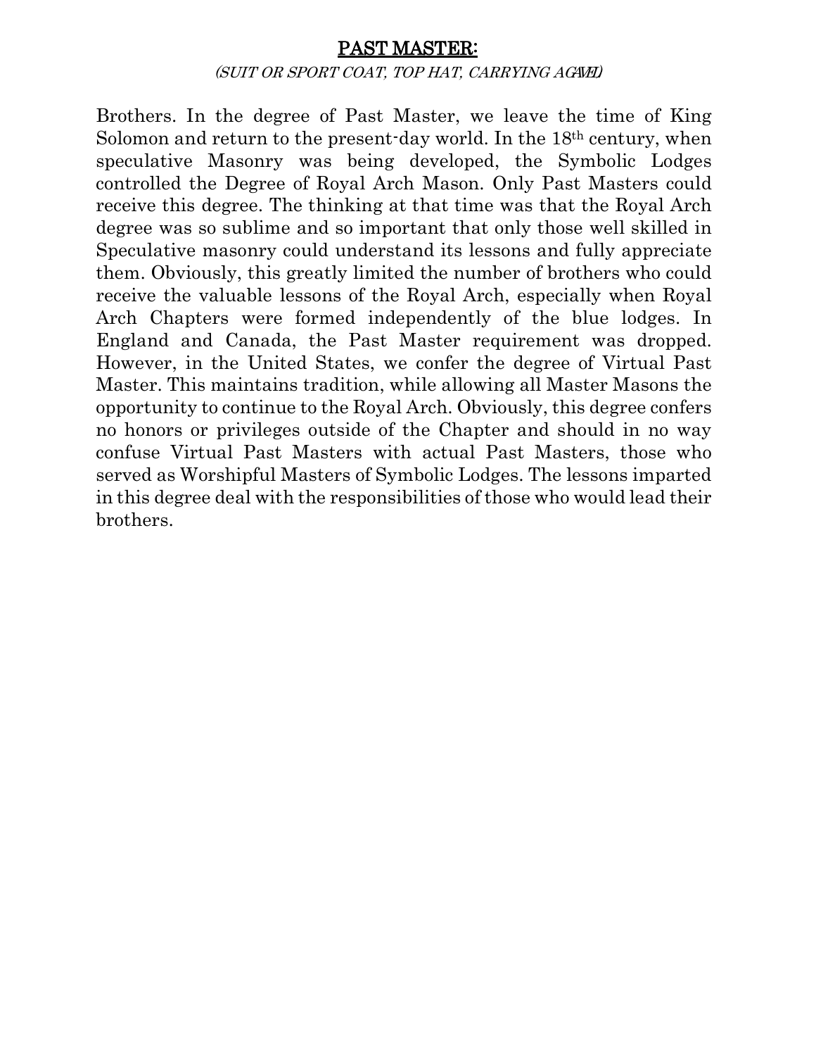## PAST MASTER:

*(SUIT OR SPORT COAT, TOP HAT, CARRYING AGAVEL)*

Brothers. In the degree of Past Master, we leave the time of King Solomon and return to the present-day world. In the 18th century, when speculative Masonry was being developed, the Symbolic Lodges controlled the Degree of Royal Arch Mason. Only Past Masters could receive this degree. The thinking at that time was that the Royal Arch degree was so sublime and so important that only those well skilled in Speculative masonry could understand its lessons and fully appreciate them. Obviously, this greatly limited the number of brothers who could receive the valuable lessons of the Royal Arch, especially when Royal Arch Chapters were formed independently of the blue lodges. In England and Canada, the Past Master requirement was dropped. However, in the United States, we confer the degree of Virtual Past Master. This maintains tradition, while allowing all Master Masons the opportunity to continue to the Royal Arch. Obviously, this degree confers no honors or privileges outside of the Chapter and should in no way confuse Virtual Past Masters with actual Past Masters, those who served as Worshipful Masters of Symbolic Lodges. The lessons imparted in this degree deal with the responsibilities of those who would lead their brothers.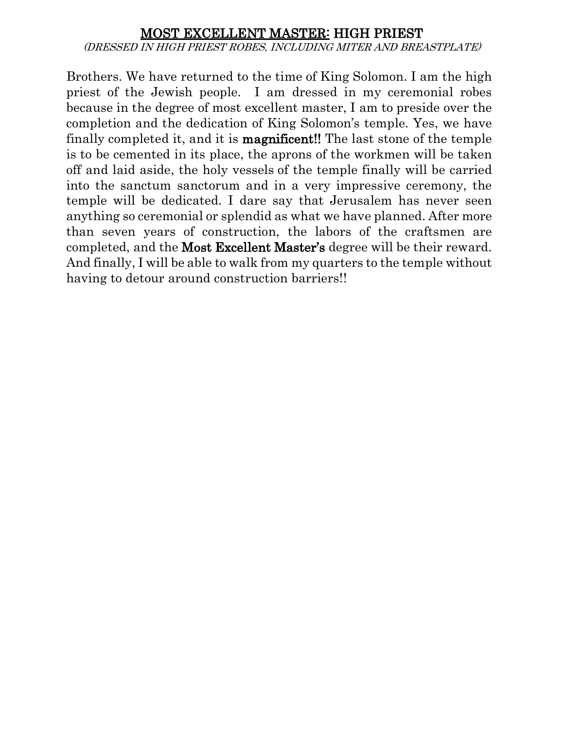## <u>MOST EXCELLENT MASTER</u>: HIGH PRIEST

*(DRESSED IN HIGH PRIEST ROBES, INCLUDING MITER AND BREASTPLATE)*

Brothers. We have returned to the time of King Solomon. I am the high priest of the Jewish people. I am dressed in my ceremonial robes because in the degree of most excellent master, I am to preside over the completion and the dedication of King Solomon's temple. Yes, we have finally completed it, and it is **magnificent!!** The last stone of the temple is to be cemented in its place, the aprons of the workmen will be taken off and laid aside, the holy vessels of the temple finally will be carried into the sanctum sanctorum and in a very impressive ceremony, the temple will be dedicated. I dare say that Jerusalem has never seen anything so ceremonial or splendid as what we have planned. After more than seven years of construction, the labors of the craftsmen are completed, and the **Most Excellent Master's** degree will be their reward. And finally, I will be able to walk from my quarters to the temple without having to detour around construction barriers!!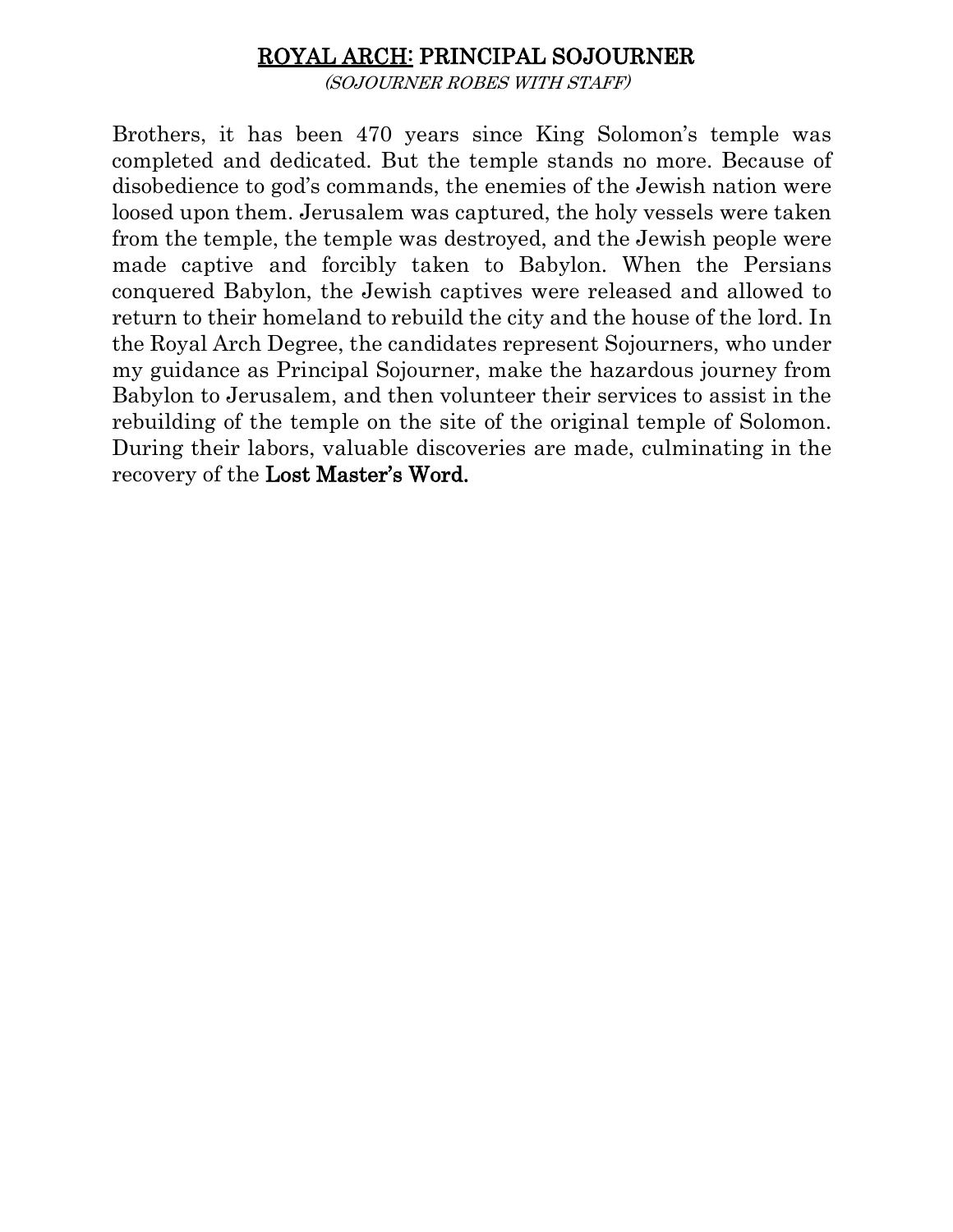## ROYAL ARCH: PRINCIPAL SOJOURNER

*(SOJOURNER ROBES WITH STAFF)*

Brothers, it has been 470 years since King Solomon's temple was completed and dedicated. But the temple stands no more. Because of disobedience to god's commands, the enemies of the Jewish nation were loosed upon them. Jerusalem was captured, the holy vessels were taken from the temple, the temple was destroyed, and the Jewish people were made captive and forcibly taken to Babylon. When the Persians conquered Babylon, the Jewish captives were released and allowed to return to their homeland to rebuild the city and the house of the lord. In the Royal Arch Degree, the candidates represent Sojourners, who under my guidance as Principal Sojourner, make the hazardous journey from Babylon to Jerusalem, and then volunteer their services to assist in the rebuilding of the temple on the site of the original temple of Solomon. During their labors, valuable discoveries are made, culminating in the recovery of the **Lost Master's Word.**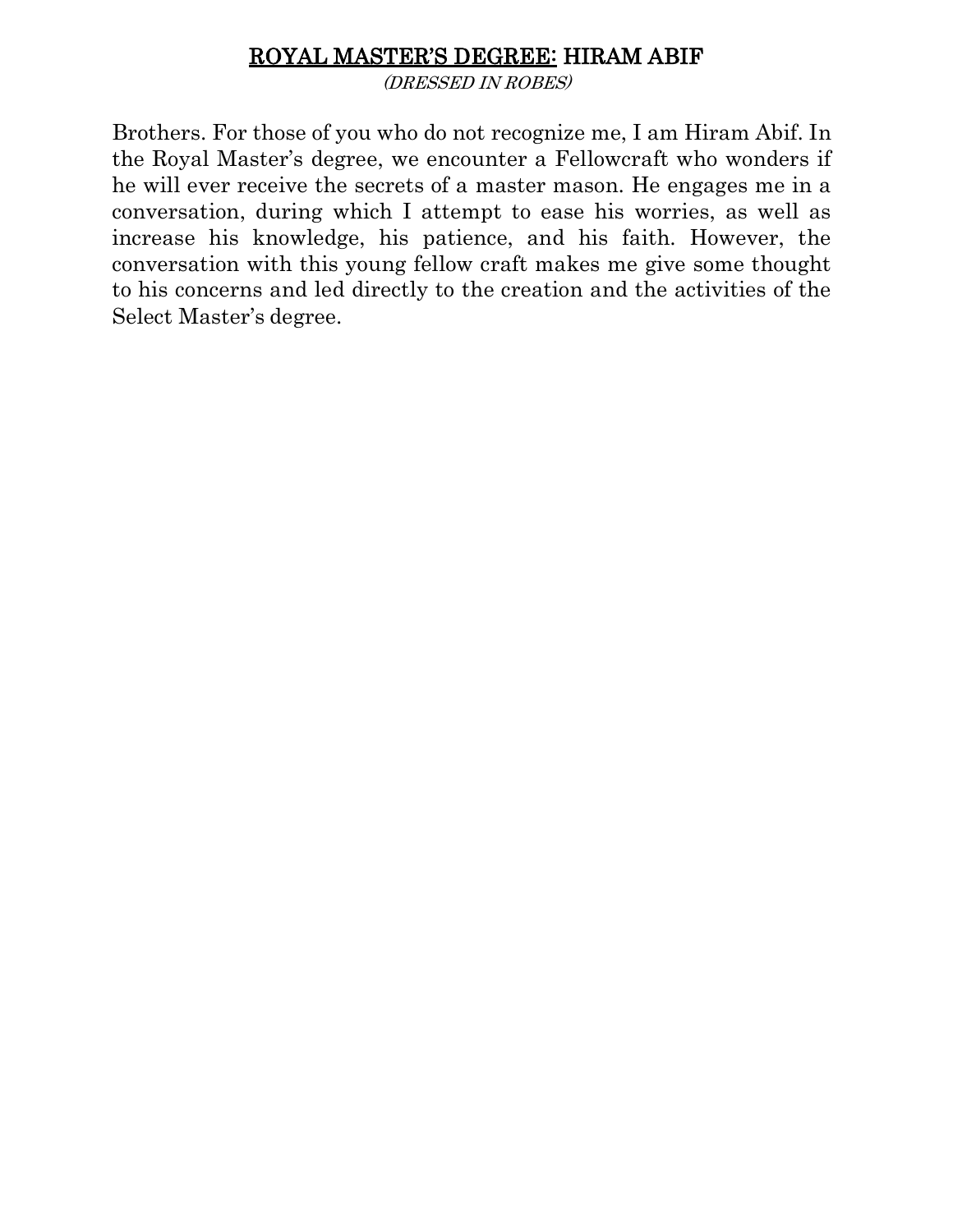## <u>ROYAL MASTER'S DEGREE:</u> HIRAM ABIF

*(DRESSED IN ROBES)*

Brothers. For those of you who do not recognize me, I am Hiram Abif. In the Royal Master's degree, we encounter a Fellowcraft who wonders if he will ever receive the secrets of a master mason. He engages me in a conversation, during which I attempt to ease his worries, as well as increase his knowledge, his patience, and his faith. However, the conversation with this young fellow craft makes me give some thought to his concerns and led directly to the creation and the activities of the Select Master's degree.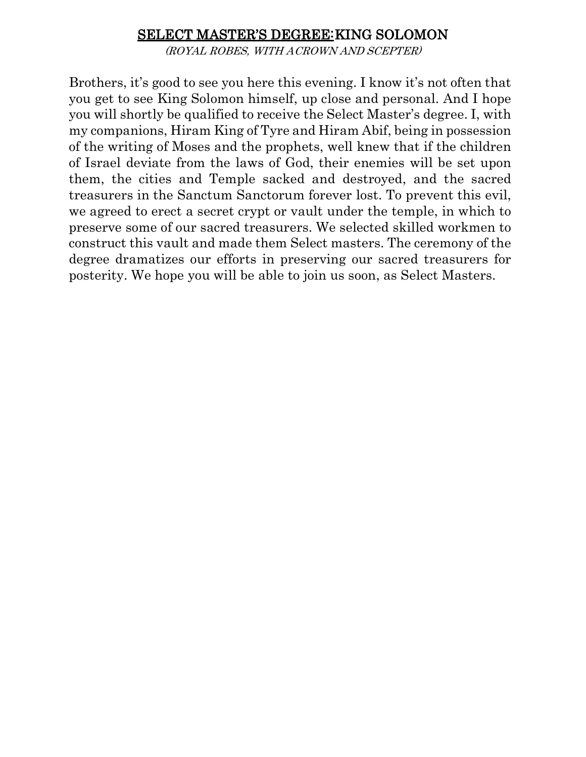## <u>SELECT MASTER'S DEGREE:</u> KING SOLOMON

*(ROYAL ROBES, WITH A CROWN AND SCEPTER)*

Brothers, it's good to see you here this evening. I know it's not often that you get to see King Solomon himself, up close and personal. And I hope you will shortly be qualified to receive the Select Master's degree. I, with my companions, Hiram King of Tyre and Hiram Abif, being in possession of the writing of Moses and the prophets, well knew that if the children of Israel deviate from the laws of God, their enemies will be set upon them, the cities and Temple sacked and destroyed, and the sacred treasurers in the Sanctum Sanctorum forever lost. To prevent this evil, we agreed to erect a secret crypt or vault under the temple, in which to preserve some of our sacred treasurers. We selected skilled workmen to construct this vault and made them Select masters. The ceremony of the degree dramatizes our efforts in preserving our sacred treasurers for posterity. We hope you will be able to join us soon, as Select Masters.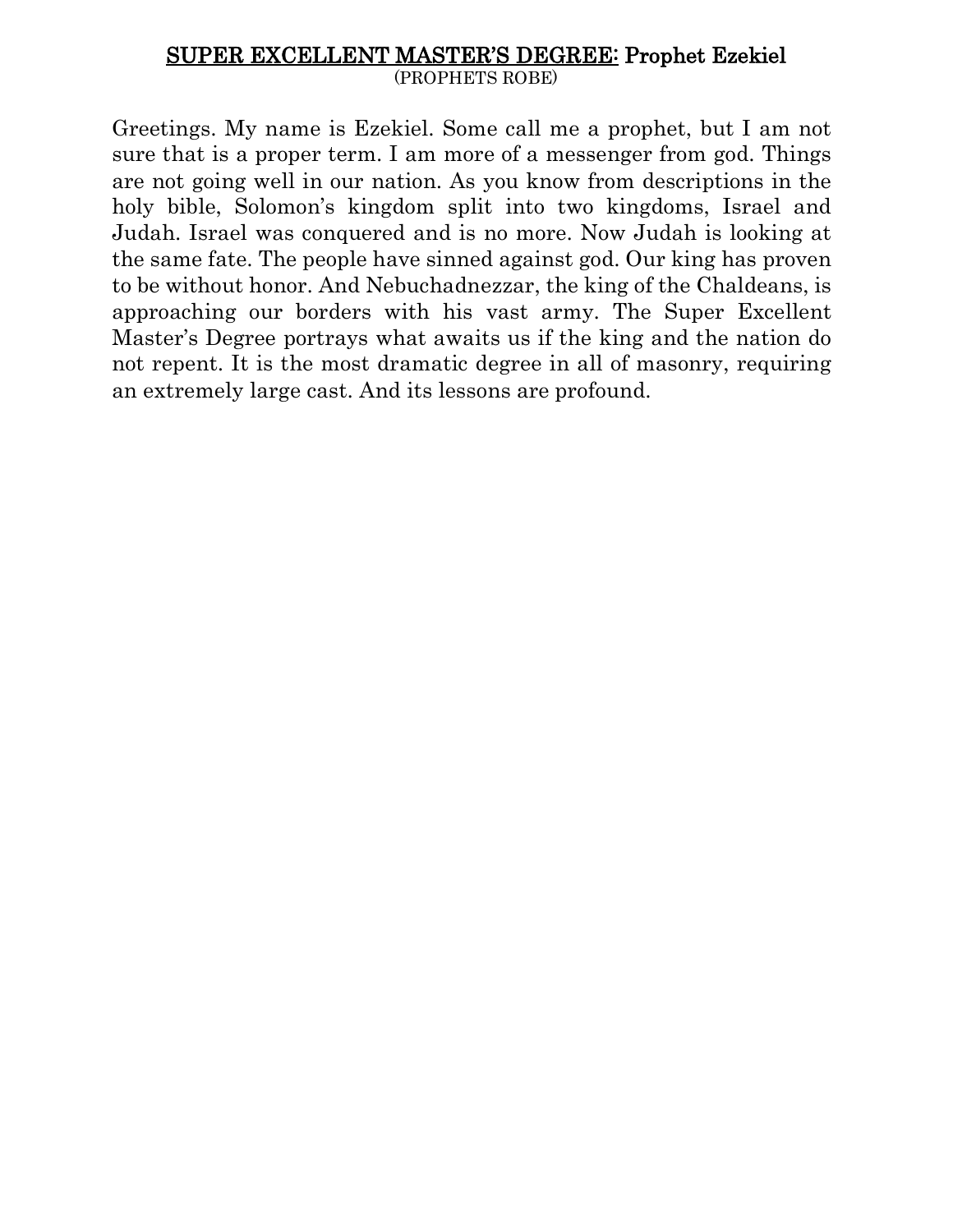## <u>SUPER EXCELLENT MASTER'S DEGREE:</u> Prophet Ezekiel

(PROPHETS ROBE)

Greetings. My name is Ezekiel. Some call me a prophet, but I am not sure that is a proper term. I am more of a messenger from god. Things are not going well in our nation. As you know from descriptions in the holy bible, Solomon's kingdom split into two kingdoms, Israel and Judah. Israel was conquered and is no more. Now Judah is looking at the same fate. The people have sinned against god. Our king has proven to be without honor. And Nebuchadnezzar, the king of the Chaldeans, is approaching our borders with his vast army. The Super Excellent Master's Degree portrays what awaits us if the king and the nation do not repent. It is the most dramatic degree in all of masonry, requiring an extremely large cast. And its lessons are profound.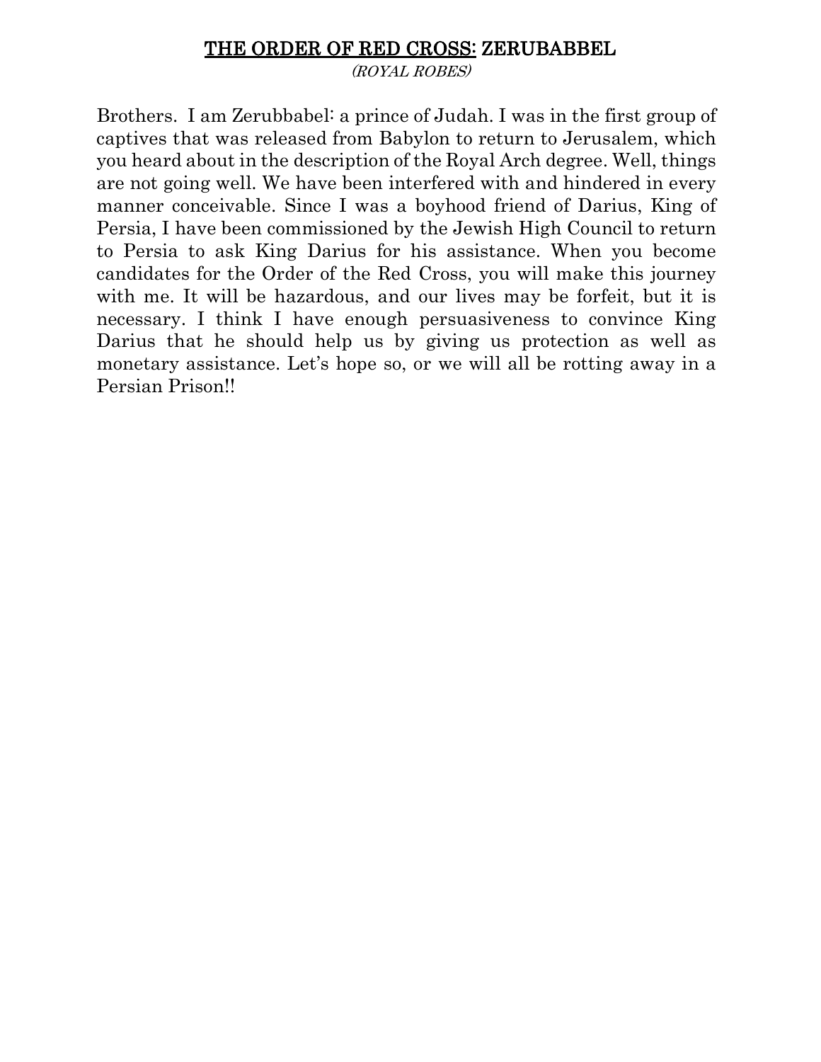## <u>THE ORDER OF RED CROSS:</u> ZERUBABBEL

*(ROYAL ROBES)*

Brothers. I am Zerubbabel: a prince of Judah. I was in the first group of captives that was released from Babylon to return to Jerusalem, which you heard about in the description of the Royal Arch degree. Well, things are not going well. We have been interfered with and hindered in every manner conceivable. Since I was a boyhood friend of Darius, King of Persia, I have been commissioned by the Jewish High Council to return to Persia to ask King Darius for his assistance. When you become candidates for the Order of the Red Cross, you will make this journey with me. It will be hazardous, and our lives may be forfeit, but it is necessary. I think I have enough persuasiveness to convince King Darius that he should help us by giving us protection as well as monetary assistance. Let's hope so, or we will all be rotting away in a Persian Prison!!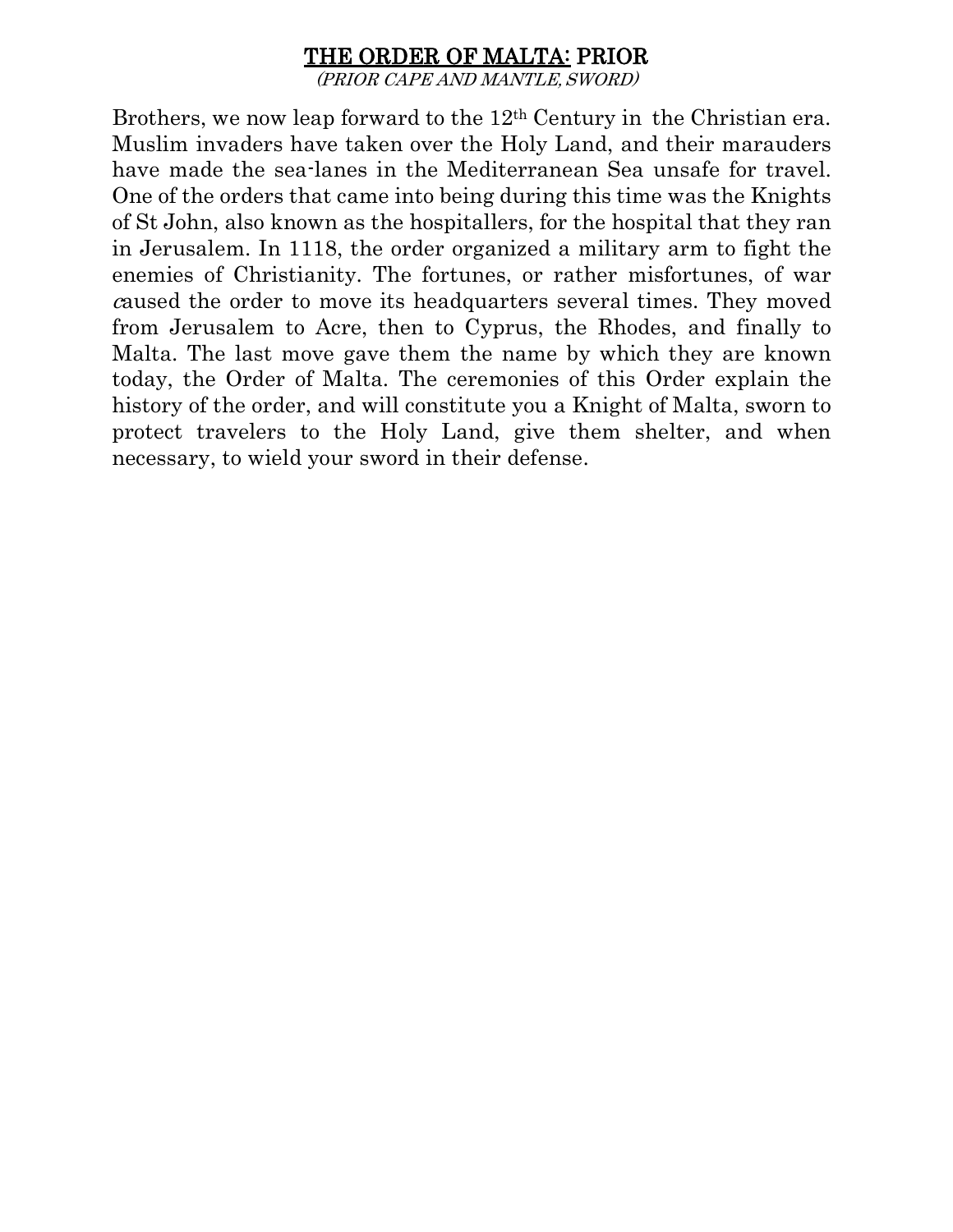# <u>THE ORDER OF MALTA</u>: PRIOR

*(PRIOR CAPE AND MANTLE, SWORD)*

Brothers, we now leap forward to the 12th Century in the Christian era. Muslim invaders have taken over the Holy Land, and their marauders have made the sea-lanes in the Mediterranean Sea unsafe for travel. One of the orders that came into being during this time was the Knights of St John, also known as the hospitallers, for the hospital that they ran in Jerusalem. In 1118, the order organized a military arm to fight the enemies of Christianity. The fortunes, or rather misfortunes, of war caused the order to move its headquarters several times. They moved from Jerusalem to Acre, then to Cyprus, the Rhodes, and finally to Malta. The last move gave them the name by which they are known today, the Order of Malta. The ceremonies of this Order explain the history of the order, and will constitute you a Knight of Malta, sworn to protect travelers to the Holy Land, give them shelter, and when necessary, to wield your sword in their defense.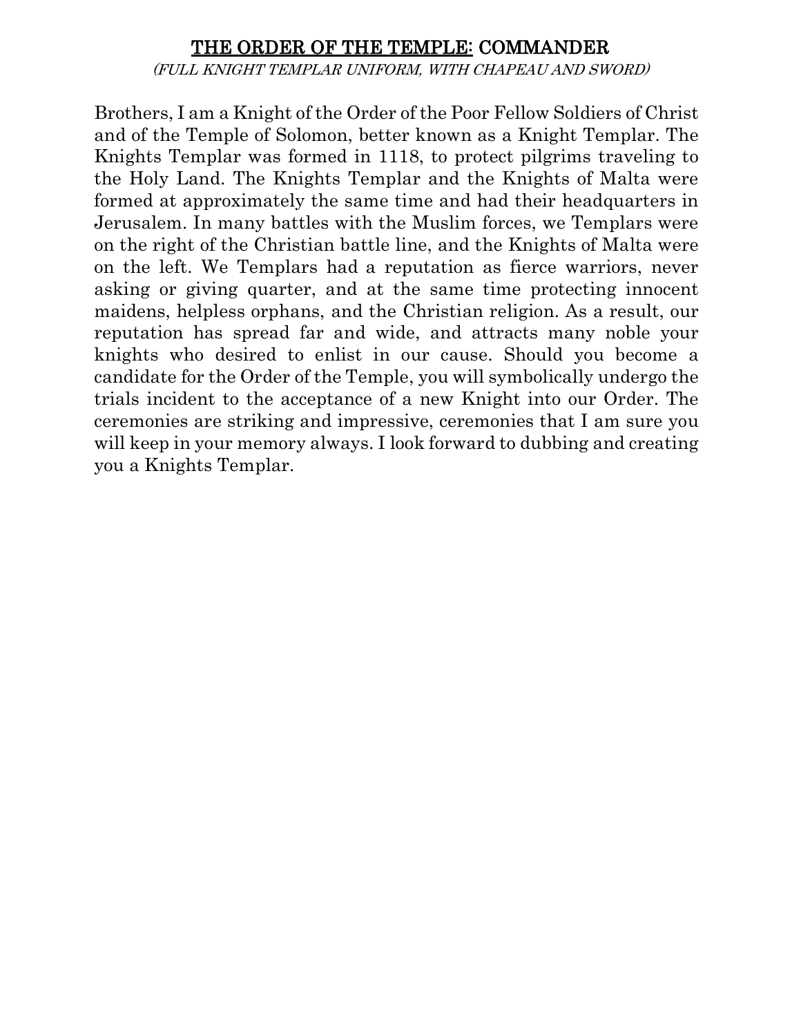## <u>THE ORDER OF THE TEMPLE:</u> COMMANDER

*(FULL KNIGHT TEMPLAR UNIFORM, WITH CHAPEAU AND SWORD)*

Brothers, I am a Knight of the Order of the Poor Fellow Soldiers of Christ and of the Temple of Solomon, better known as a Knight Templar. The Knights Templar was formed in 1118, to protect pilgrims traveling to the Holy Land. The Knights Templar and the Knights of Malta were formed at approximately the same time and had their headquarters in Jerusalem. In many battles with the Muslim forces, we Templars were on the right of the Christian battle line, and the Knights of Malta were on the left. We Templars had a reputation as fierce warriors, never asking or giving quarter, and at the same time protecting innocent maidens, helpless orphans, and the Christian religion. As a result, our reputation has spread far and wide, and attracts many noble your knights who desired to enlist in our cause. Should you become a candidate for the Order of the Temple, you will symbolically undergo the trials incident to the acceptance of a new Knight into our Order. The ceremonies are striking and impressive, ceremonies that I am sure you will keep in your memory always. I look forward to dubbing and creating you a Knights Templar.